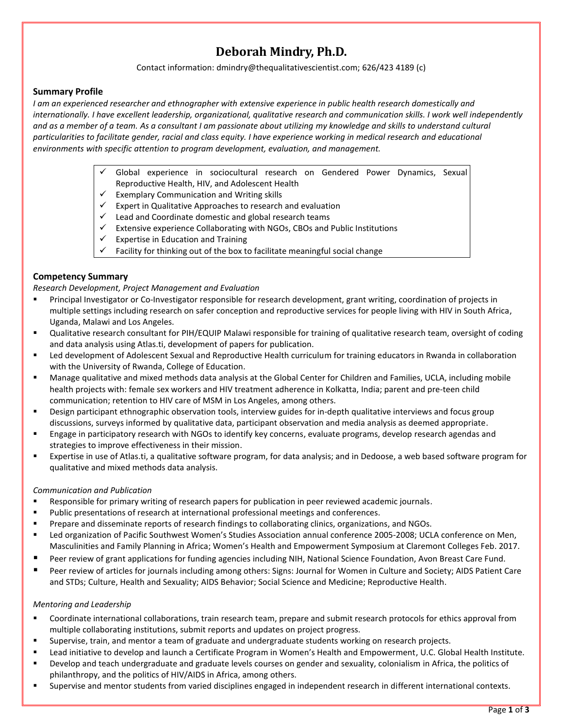# Deborah Mindry, Ph.D.

Contact information: dmindry@thequalitativescientist.com; 626/423 4189 (c)

## Summary Profile

*I am an experienced researcher and ethnographer with extensive experience in public health research domestically and internationally. I have excellent leadership, organizational, qualitative research and communication skills. I work well independently and as a member of a team. As a consultant I am passionate about utilizing my knowledge and skills to understand cultural particularities to facilitate gender, racial and class equity. I have experience working in medical research and educational environments with specific attention to program development, evaluation, and management.*

- ✓ Global experience in sociocultural research on Gendered Power Dynamics, Sexual Reproductive Health, HIV, and Adolescent Health
- ✓ Exemplary Communication and Writing skills
- ✓ Expert in Qualitative Approaches to research and evaluation
- ✓ Lead and Coordinate domestic and global research teams
- ✓ Extensive experience Collaborating with NGOs, CBOs and Public Institutions
- ✓ Expertise in Education and Training
- ✓ Facility for thinking out of the box to facilitate meaningful social change

## Competency Summary

*Research Development, Project Management and Evaluation*

- Principal Investigator or Co-Investigator responsible for research development, grant writing, coordination of projects in multiple settings including research on safer conception and reproductive services for people living with HIV in South Africa, Uganda, Malawi and Los Angeles.
- Qualitative research consultant for PIH/EQUIP Malawi responsible for training of qualitative research team, oversight of coding and data analysis using Atlas.ti, development of papers for publication.
- Led development of Adolescent Sexual and Reproductive Health curriculum for training educators in Rwanda in collaboration with the University of Rwanda, College of Education.
- Manage qualitative and mixed methods data analysis at the Global Center for Children and Families, UCLA, including mobile health projects with: female sex workers and HIV treatment adherence in Kolkatta, India; parent and pre-teen child communication; retention to HIV care of MSM in Los Angeles, among others.
- Design participant ethnographic observation tools, interview guides for in-depth qualitative interviews and focus group discussions, surveys informed by qualitative data, participant observation and media analysis as deemed appropriate.
- Engage in participatory research with NGOs to identify key concerns, evaluate programs, develop research agendas and strategies to improve effectiveness in their mission.
- Expertise in use of Atlas.ti, a qualitative software program, for data analysis; and in Dedoose, a web based software program for qualitative and mixed methods data analysis.

*Communication and Publication*

- Responsible for primary writing of research papers for publication in peer reviewed academic journals.
- Public presentations of research at international professional meetings and conferences.
- Prepare and disseminate reports of research findings to collaborating clinics, organizations, and NGOs.
- Led organization of Pacific Southwest Women's Studies Association annual conference 2005-2008; UCLA conference on Men, Masculinities and Family Planning in Africa; Women's Health and Empowerment Symposium at Claremont Colleges Feb. 2017.
- Peer review of grant applications for funding agencies including NIH, National Science Foundation, Avon Breast Care Fund.
- Peer review of articles for journals including among others: Signs: Journal for Women in Culture and Society; AIDS Patient Care and STDs; Culture, Health and Sexuality; AIDS Behavior; Social Science and Medicine; Reproductive Health.

*Mentoring and Leadership*

- Coordinate international collaborations, train research team, prepare and submit research protocols for ethics approval from multiple collaborating institutions, submit reports and updates on project progress.
- Supervise, train, and mentor a team of graduate and undergraduate students working on research projects.
- Lead initiative to develop and launch a Certificate Program in Women's Health and Empowerment, U.C. Global Health Institute.
- Develop and teach undergraduate and graduate levels courses on gender and sexuality, colonialism in Africa, the politics of philanthropy, and the politics of HIV/AIDS in Africa, among others.
- Supervise and mentor students from varied disciplines engaged in independent research in different international contexts.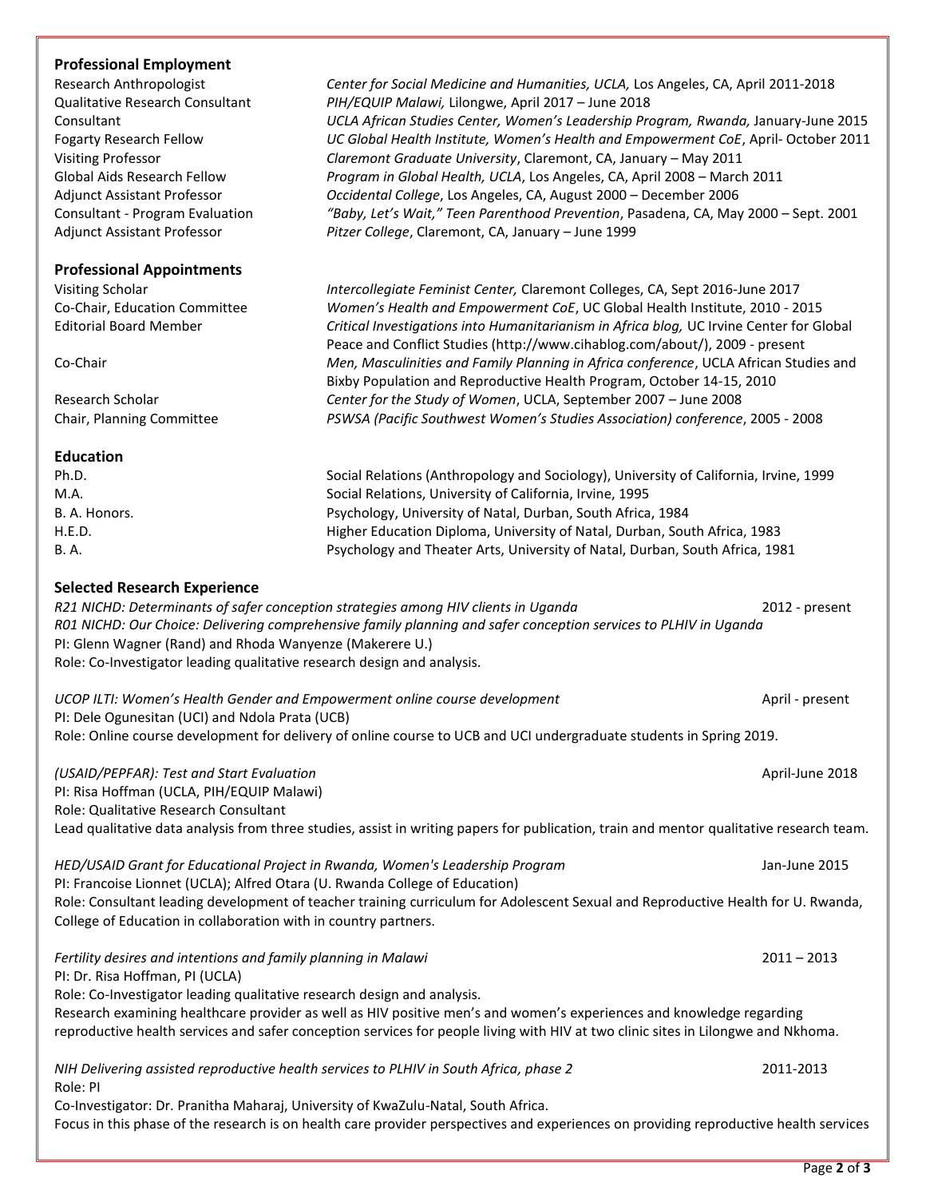## Professional Employment

| | |
|---|---|
| Research Anthropologist | *Center for Social Medicine and Humanities, UCLA,* Los Angeles, CA, April 2011-2018 |
| Qualitative Research Consultant | *PIH/EQUIP Malawi,* Lilongwe, April 2017 – June 2018 |
| Consultant | *UCLA African Studies Center, Women's Leadership Program, Rwanda,* January-June 2015 |
| Fogarty Research Fellow | *UC Global Health Institute, Women's Health and Empowerment CoE*, April- October 2011 |
| Visiting Professor | *Claremont Graduate University*, Claremont, CA, January – May 2011 |
| Global Aids Research Fellow | *Program in Global Health, UCLA*, Los Angeles, CA, April 2008 – March 2011 |
| Adjunct Assistant Professor | *Occidental College*, Los Angeles, CA, August 2000 – December 2006 |
| Consultant - Program Evaluation | *"Baby, Let's Wait," Teen Parenthood Prevention*, Pasadena, CA, May 2000 – Sept. 2001 |
| Adjunct Assistant Professor | *Pitzer College*, Claremont, CA, January – June 1999 |

## Professional Appointments

| | |
|---|---|
| Visiting Scholar | *Intercollegiate Feminist Center,* Claremont Colleges, CA, Sept 2016-June 2017 |
| Co-Chair, Education Committee | *Women's Health and Empowerment CoE*, UC Global Health Institute, 2010 - 2015 |
| Editorial Board Member | *Critical Investigations into Humanitarianism in Africa blog,* UC Irvine Center for Global Peace and Conflict Studies (http://www.cihablog.com/about/), 2009 - present |
| Co-Chair | *Men, Masculinities and Family Planning in Africa conference*, UCLA African Studies and Bixby Population and Reproductive Health Program, October 14-15, 2010 |
| Research Scholar | *Center for the Study of Women*, UCLA, September 2007 – June 2008 |
| Chair, Planning Committee | *PSWSA (Pacific Southwest Women's Studies Association) conference*, 2005 - 2008 |

## Education

| | |
|---|---|
| Ph.D. | Social Relations (Anthropology and Sociology), University of California, Irvine, 1999 |
| M.A. | Social Relations, University of California, Irvine, 1995 |
| B. A. Honors. | Psychology, University of Natal, Durban, South Africa, 1984 |
| H.E.D. | Higher Education Diploma, University of Natal, Durban, South Africa, 1983 |
| B. A. | Psychology and Theater Arts, University of Natal, Durban, South Africa, 1981 |

## Selected Research Experience

*R21 NICHD: Determinants of safer conception strategies among HIV clients in Uganda* — 2012 - present
*R01 NICHD: Our Choice: Delivering comprehensive family planning and safer conception services to PLHIV in Uganda*
PI: Glenn Wagner (Rand) and Rhoda Wanyenze (Makerere U.)
Role: Co-Investigator leading qualitative research design and analysis.

*UCOP ILTI: Women's Health Gender and Empowerment online course development* — April - present
PI: Dele Ogunesitan (UCI) and Ndola Prata (UCB)
Role: Online course development for delivery of online course to UCB and UCI undergraduate students in Spring 2019.

*(USAID/PEPFAR): Test and Start Evaluation* — April-June 2018
PI: Risa Hoffman (UCLA, PIH/EQUIP Malawi)
Role: Qualitative Research Consultant
Lead qualitative data analysis from three studies, assist in writing papers for publication, train and mentor qualitative research team.

*HED/USAID Grant for Educational Project in Rwanda, Women's Leadership Program* — Jan-June 2015
PI: Francoise Lionnet (UCLA); Alfred Otara (U. Rwanda College of Education)
Role: Consultant leading development of teacher training curriculum for Adolescent Sexual and Reproductive Health for U. Rwanda, College of Education in collaboration with in country partners.

*Fertility desires and intentions and family planning in Malawi* — 2011 – 2013
PI: Dr. Risa Hoffman, PI (UCLA)
Role: Co-Investigator leading qualitative research design and analysis.
Research examining healthcare provider as well as HIV positive men's and women's experiences and knowledge regarding reproductive health services and safer conception services for people living with HIV at two clinic sites in Lilongwe and Nkhoma.

*NIH Delivering assisted reproductive health services to PLHIV in South Africa, phase 2* — 2011-2013
Role: PI
Co-Investigator: Dr. Pranitha Maharaj, University of KwaZulu-Natal, South Africa.
Focus in this phase of the research is on health care provider perspectives and experiences on providing reproductive health services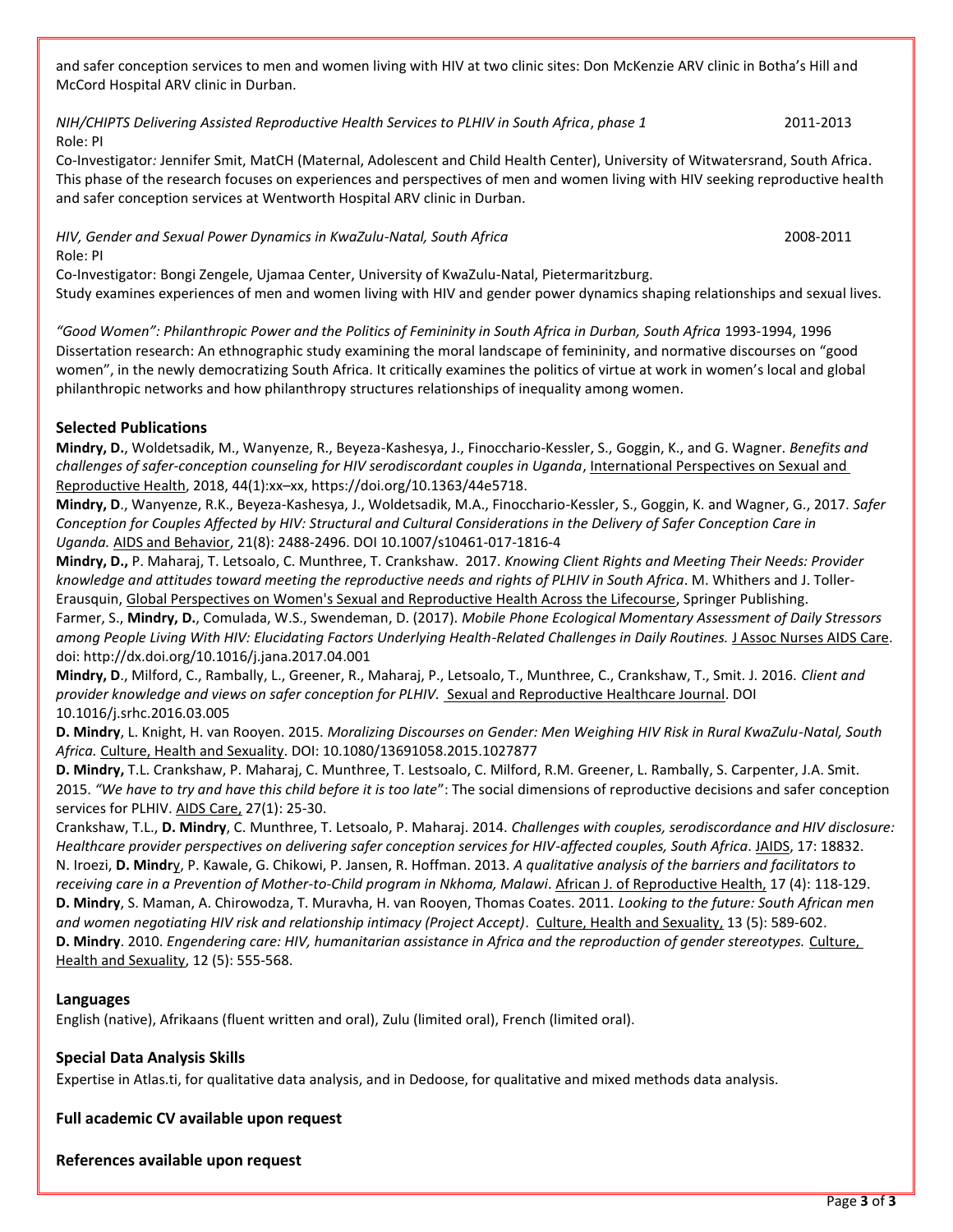and safer conception services to men and women living with HIV at two clinic sites: Don McKenzie ARV clinic in Botha's Hill and McCord Hospital ARV clinic in Durban.

*NIH/CHIPTS Delivering Assisted Reproductive Health Services to PLHIV in South Africa*, *phase 1* 2011-2013
Role: PI
Co-Investigator*:* Jennifer Smit, MatCH (Maternal, Adolescent and Child Health Center), University of Witwatersrand, South Africa. This phase of the research focuses on experiences and perspectives of men and women living with HIV seeking reproductive health and safer conception services at Wentworth Hospital ARV clinic in Durban.

*HIV, Gender and Sexual Power Dynamics in KwaZulu-Natal, South Africa* 2008-2011
Role: PI
Co-Investigator: Bongi Zengele, Ujamaa Center, University of KwaZulu-Natal, Pietermaritzburg.
Study examines experiences of men and women living with HIV and gender power dynamics shaping relationships and sexual lives.

*"Good Women": Philanthropic Power and the Politics of Femininity in South Africa in Durban, South Africa* 1993-1994, 1996
Dissertation research: An ethnographic study examining the moral landscape of femininity, and normative discourses on "good women", in the newly democratizing South Africa. It critically examines the politics of virtue at work in women's local and global philanthropic networks and how philanthropy structures relationships of inequality among women.

## Selected Publications

**Mindry, D.**, Woldetsadik, M., Wanyenze, R., Beyeza-Kashesya, J., Finocchario-Kessler, S., Goggin, K., and G. Wagner. *Benefits and challenges of safer-conception counseling for HIV serodiscordant couples in Uganda*, International Perspectives on Sexual and Reproductive Health, 2018, 44(1):xx–xx, https://doi.org/10.1363/44e5718.

**Mindry, D**., Wanyenze, R.K., Beyeza-Kashesya, J., Woldetsadik, M.A., Finocchario-Kessler, S., Goggin, K. and Wagner, G., 2017. *Safer Conception for Couples Affected by HIV: Structural and Cultural Considerations in the Delivery of Safer Conception Care in Uganda.* AIDS and Behavior, 21(8): 2488-2496. DOI 10.1007/s10461-017-1816-4

**Mindry, D.,** P. Maharaj, T. Letsoalo, C. Munthree, T. Crankshaw. 2017. *Knowing Client Rights and Meeting Their Needs: Provider knowledge and attitudes toward meeting the reproductive needs and rights of PLHIV in South Africa*. M. Whithers and J. Toller-Erausquin, Global Perspectives on Women's Sexual and Reproductive Health Across the Lifecourse, Springer Publishing.

Farmer, S., **Mindry, D.**, Comulada, W.S., Swendeman, D. (2017). *Mobile Phone Ecological Momentary Assessment of Daily Stressors among People Living With HIV: Elucidating Factors Underlying Health-Related Challenges in Daily Routines.* J Assoc Nurses AIDS Care. doi: http://dx.doi.org/10.1016/j.jana.2017.04.001

**Mindry, D**., Milford, C., Rambally, L., Greener, R., Maharaj, P., Letsoalo, T., Munthree, C., Crankshaw, T., Smit. J. 2016. *Client and provider knowledge and views on safer conception for PLHIV.* Sexual and Reproductive Healthcare Journal. DOI 10.1016/j.srhc.2016.03.005

**D. Mindry**, L. Knight, H. van Rooyen. 2015. *Moralizing Discourses on Gender: Men Weighing HIV Risk in Rural KwaZulu-Natal, South Africa.* Culture, Health and Sexuality. DOI: 10.1080/13691058.2015.1027877

**D. Mindry,** T.L. Crankshaw, P. Maharaj, C. Munthree, T. Lestsoalo, C. Milford, R.M. Greener, L. Rambally, S. Carpenter, J.A. Smit. 2015. *"We have to try and have this child before it is too late*": The social dimensions of reproductive decisions and safer conception services for PLHIV. AIDS Care, 27(1): 25-30.

Crankshaw, T.L., **D. Mindry**, C. Munthree, T. Letsoalo, P. Maharaj. 2014. *Challenges with couples, serodiscordance and HIV disclosure: Healthcare provider perspectives on delivering safer conception services for HIV-affected couples, South Africa*. JAIDS, 17: 18832.

N. Iroezi, **D. Mindr**y, P. Kawale, G. Chikowi, P. Jansen, R. Hoffman. 2013. *A qualitative analysis of the barriers and facilitators to receiving care in a Prevention of Mother-to-Child program in Nkhoma, Malawi*. African J. of Reproductive Health, 17 (4): 118-129.

**D. Mindry**, S. Maman, A. Chirowodza, T. Muravha, H. van Rooyen, Thomas Coates. 2011. *Looking to the future: South African men and women negotiating HIV risk and relationship intimacy (Project Accept)*. Culture, Health and Sexuality, 13 (5): 589-602.

**D. Mindry**. 2010. *Engendering care: HIV, humanitarian assistance in Africa and the reproduction of gender stereotypes.* Culture, Health and Sexuality, 12 (5): 555-568.

## Languages

English (native), Afrikaans (fluent written and oral), Zulu (limited oral), French (limited oral).

## Special Data Analysis Skills

Expertise in Atlas.ti, for qualitative data analysis, and in Dedoose, for qualitative and mixed methods data analysis.

**Full academic CV available upon request**

**References available upon request**